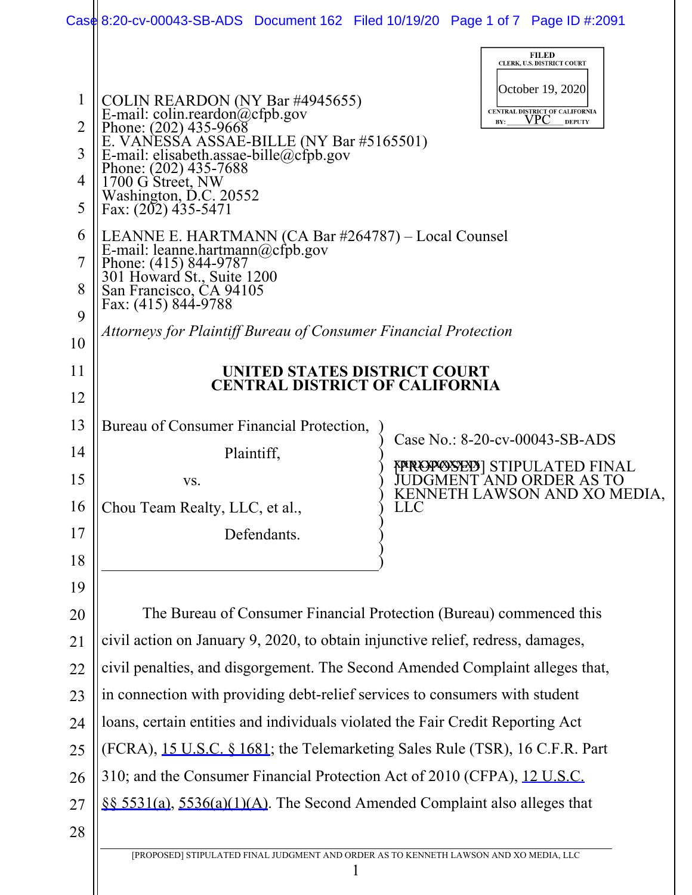COLIN REARDON (NY Bar #4945655)
E-mail: colin.reardon@cfpb.gov
Phone: (202) 435-9668
E. VANESSA ASSAE-BILLE (NY Bar #5165501)
E-mail: elisabeth.assae-bille@cfpb.gov
Phone: (202) 435-7688
1700 G Street, NW
Washington, D.C. 20552
Fax: (202) 435-5471

LEANNE E. HARTMANN (CA Bar #264787) – Local Counsel
E-mail: leanne.hartmann@cfpb.gov
Phone: (415) 844-9787
301 Howard St., Suite 1200
San Francisco, CA 94105
Fax: (415) 844-9788

*Attorneys for Plaintiff Bureau of Consumer Financial Protection*

FILED
CLERK, U.S. DISTRICT COURT
October 19, 2020
CENTRAL DISTRICT OF CALIFORNIA
BY: VPC DEPUTY

**UNITED STATES DISTRICT COURT**
**CENTRAL DISTRICT OF CALIFORNIA**

Bureau of Consumer Financial Protection,

Plaintiff,

vs.

Chou Team Realty, LLC, et al.,

Defendants.

Case No.: 8-20-cv-00043-SB-ADS

~~[PROPOSED]~~ STIPULATED FINAL JUDGMENT AND ORDER AS TO KENNETH LAWSON AND XO MEDIA, LLC

The Bureau of Consumer Financial Protection (Bureau) commenced this civil action on January 9, 2020, to obtain injunctive relief, redress, damages, civil penalties, and disgorgement. The Second Amended Complaint alleges that, in connection with providing debt-relief services to consumers with student loans, certain entities and individuals violated the Fair Credit Reporting Act (FCRA), 15 U.S.C. § 1681; the Telemarketing Sales Rule (TSR), 16 C.F.R. Part 310; and the Consumer Financial Protection Act of 2010 (CFPA), 12 U.S.C. §§ 5531(a), 5536(a)(1)(A). The Second Amended Complaint also alleges that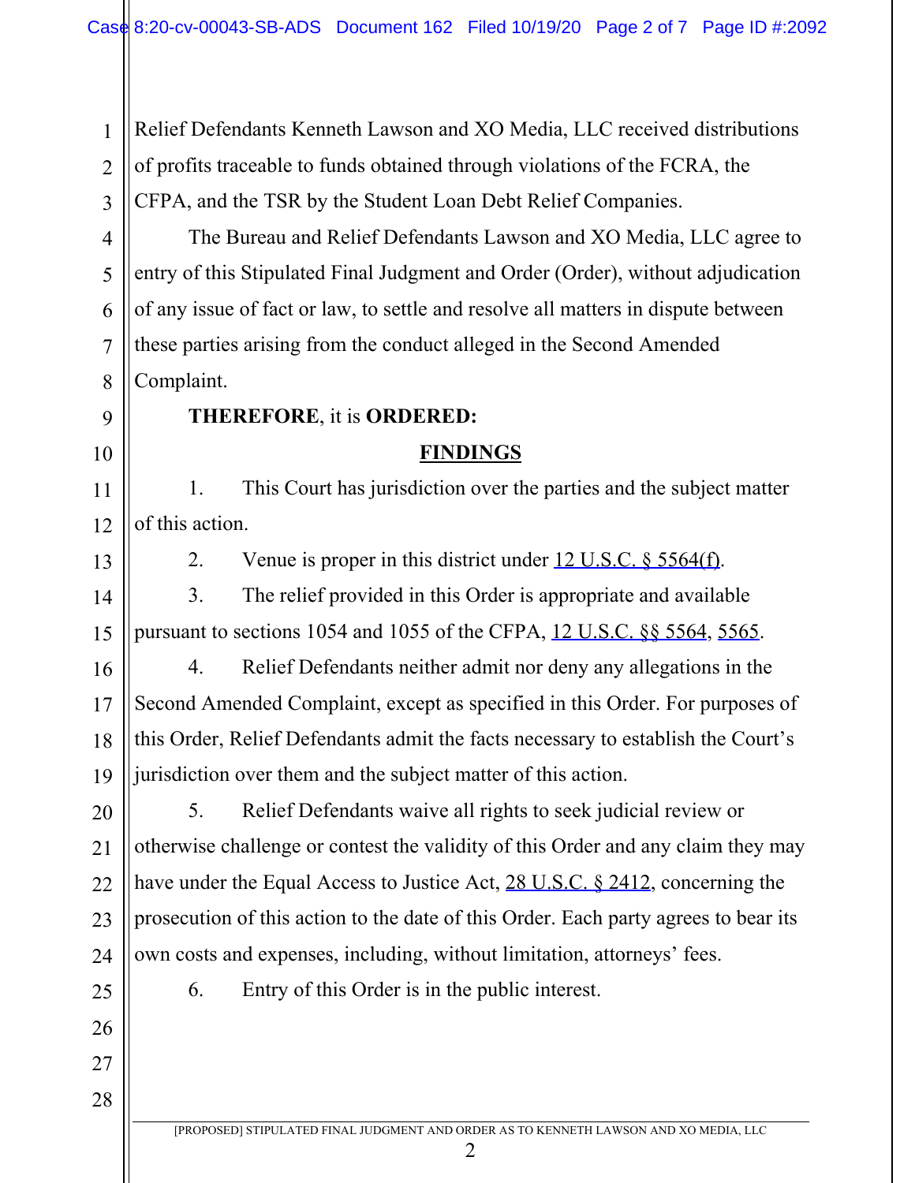Relief Defendants Kenneth Lawson and XO Media, LLC received distributions of profits traceable to funds obtained through violations of the FCRA, the CFPA, and the TSR by the Student Loan Debt Relief Companies.

The Bureau and Relief Defendants Lawson and XO Media, LLC agree to entry of this Stipulated Final Judgment and Order (Order), without adjudication of any issue of fact or law, to settle and resolve all matters in dispute between these parties arising from the conduct alleged in the Second Amended Complaint.

**THEREFORE**, it is **ORDERED:**

## FINDINGS

1. This Court has jurisdiction over the parties and the subject matter of this action.

2. Venue is proper in this district under 12 U.S.C. § 5564(f).

3. The relief provided in this Order is appropriate and available pursuant to sections 1054 and 1055 of the CFPA, 12 U.S.C. §§ 5564, 5565.

4. Relief Defendants neither admit nor deny any allegations in the Second Amended Complaint, except as specified in this Order. For purposes of this Order, Relief Defendants admit the facts necessary to establish the Court's jurisdiction over them and the subject matter of this action.

5. Relief Defendants waive all rights to seek judicial review or otherwise challenge or contest the validity of this Order and any claim they may have under the Equal Access to Justice Act, 28 U.S.C. § 2412, concerning the prosecution of this action to the date of this Order. Each party agrees to bear its own costs and expenses, including, without limitation, attorneys' fees.

6. Entry of this Order is in the public interest.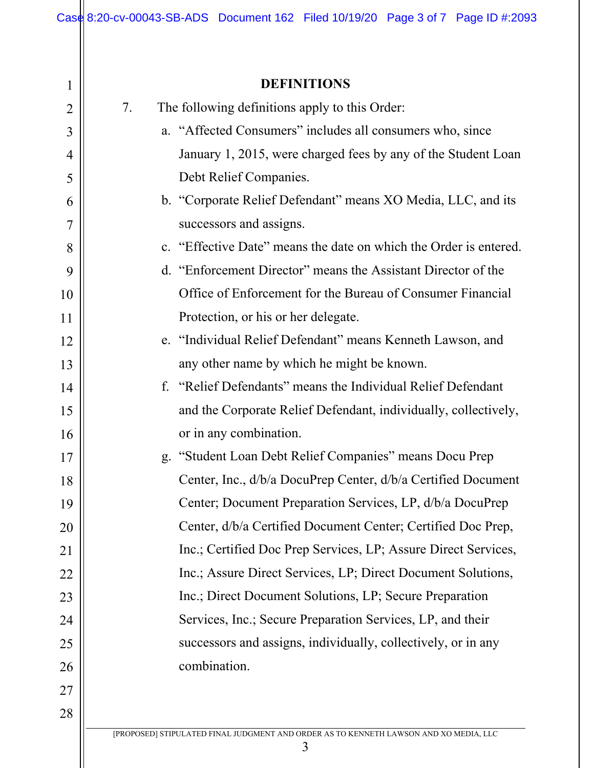## DEFINITIONS

7. The following definitions apply to this Order:

   a. "Affected Consumers" includes all consumers who, since January 1, 2015, were charged fees by any of the Student Loan Debt Relief Companies.

   b. "Corporate Relief Defendant" means XO Media, LLC, and its successors and assigns.

   c. "Effective Date" means the date on which the Order is entered.

   d. "Enforcement Director" means the Assistant Director of the Office of Enforcement for the Bureau of Consumer Financial Protection, or his or her delegate.

   e. "Individual Relief Defendant" means Kenneth Lawson, and any other name by which he might be known.

   f. "Relief Defendants" means the Individual Relief Defendant and the Corporate Relief Defendant, individually, collectively, or in any combination.

   g. "Student Loan Debt Relief Companies" means Docu Prep Center, Inc., d/b/a DocuPrep Center, d/b/a Certified Document Center; Document Preparation Services, LP, d/b/a DocuPrep Center, d/b/a Certified Document Center; Certified Doc Prep, Inc.; Certified Doc Prep Services, LP; Assure Direct Services, Inc.; Assure Direct Services, LP; Direct Document Solutions, Inc.; Direct Document Solutions, LP; Secure Preparation Services, Inc.; Secure Preparation Services, LP, and their successors and assigns, individually, collectively, or in any combination.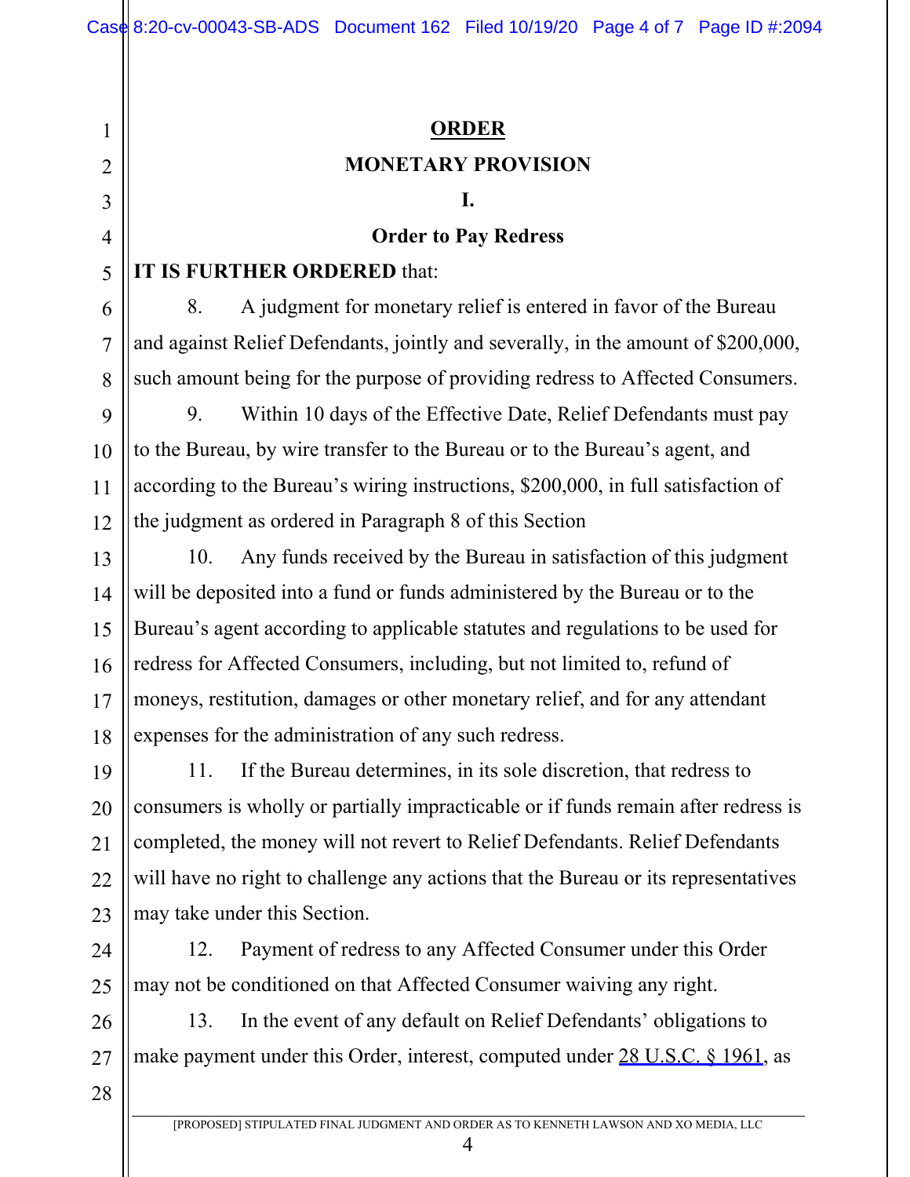## ORDER

## MONETARY PROVISION

### I.

### Order to Pay Redress

**IT IS FURTHER ORDERED** that:

8. A judgment for monetary relief is entered in favor of the Bureau and against Relief Defendants, jointly and severally, in the amount of $200,000, such amount being for the purpose of providing redress to Affected Consumers.

9. Within 10 days of the Effective Date, Relief Defendants must pay to the Bureau, by wire transfer to the Bureau or to the Bureau's agent, and according to the Bureau's wiring instructions, $200,000, in full satisfaction of the judgment as ordered in Paragraph 8 of this Section

10. Any funds received by the Bureau in satisfaction of this judgment will be deposited into a fund or funds administered by the Bureau or to the Bureau's agent according to applicable statutes and regulations to be used for redress for Affected Consumers, including, but not limited to, refund of moneys, restitution, damages or other monetary relief, and for any attendant expenses for the administration of any such redress.

11. If the Bureau determines, in its sole discretion, that redress to consumers is wholly or partially impracticable or if funds remain after redress is completed, the money will not revert to Relief Defendants. Relief Defendants will have no right to challenge any actions that the Bureau or its representatives may take under this Section.

12. Payment of redress to any Affected Consumer under this Order may not be conditioned on that Affected Consumer waiving any right.

13. In the event of any default on Relief Defendants' obligations to make payment under this Order, interest, computed under 28 U.S.C. § 1961, as

[PROPOSED] STIPULATED FINAL JUDGMENT AND ORDER AS TO KENNETH LAWSON AND XO MEDIA, LLC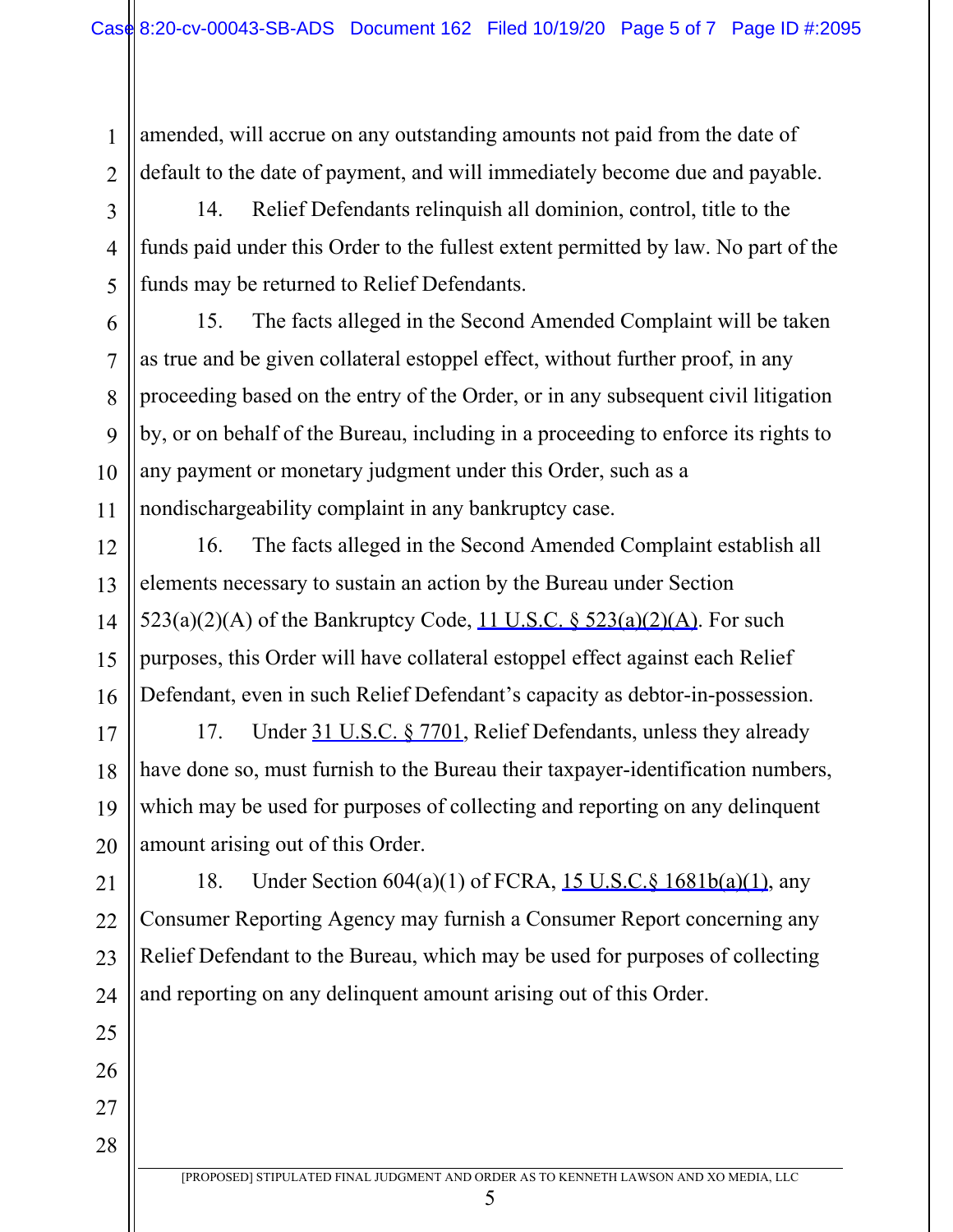amended, will accrue on any outstanding amounts not paid from the date of default to the date of payment, and will immediately become due and payable.

14. Relief Defendants relinquish all dominion, control, title to the funds paid under this Order to the fullest extent permitted by law. No part of the funds may be returned to Relief Defendants.

15. The facts alleged in the Second Amended Complaint will be taken as true and be given collateral estoppel effect, without further proof, in any proceeding based on the entry of the Order, or in any subsequent civil litigation by, or on behalf of the Bureau, including in a proceeding to enforce its rights to any payment or monetary judgment under this Order, such as a nondischargeability complaint in any bankruptcy case.

16. The facts alleged in the Second Amended Complaint establish all elements necessary to sustain an action by the Bureau under Section 523(a)(2)(A) of the Bankruptcy Code, 11 U.S.C. § 523(a)(2)(A). For such purposes, this Order will have collateral estoppel effect against each Relief Defendant, even in such Relief Defendant's capacity as debtor-in-possession.

17. Under 31 U.S.C. § 7701, Relief Defendants, unless they already have done so, must furnish to the Bureau their taxpayer-identification numbers, which may be used for purposes of collecting and reporting on any delinquent amount arising out of this Order.

18. Under Section 604(a)(1) of FCRA, 15 U.S.C.§ 1681b(a)(1), any Consumer Reporting Agency may furnish a Consumer Report concerning any Relief Defendant to the Bureau, which may be used for purposes of collecting and reporting on any delinquent amount arising out of this Order.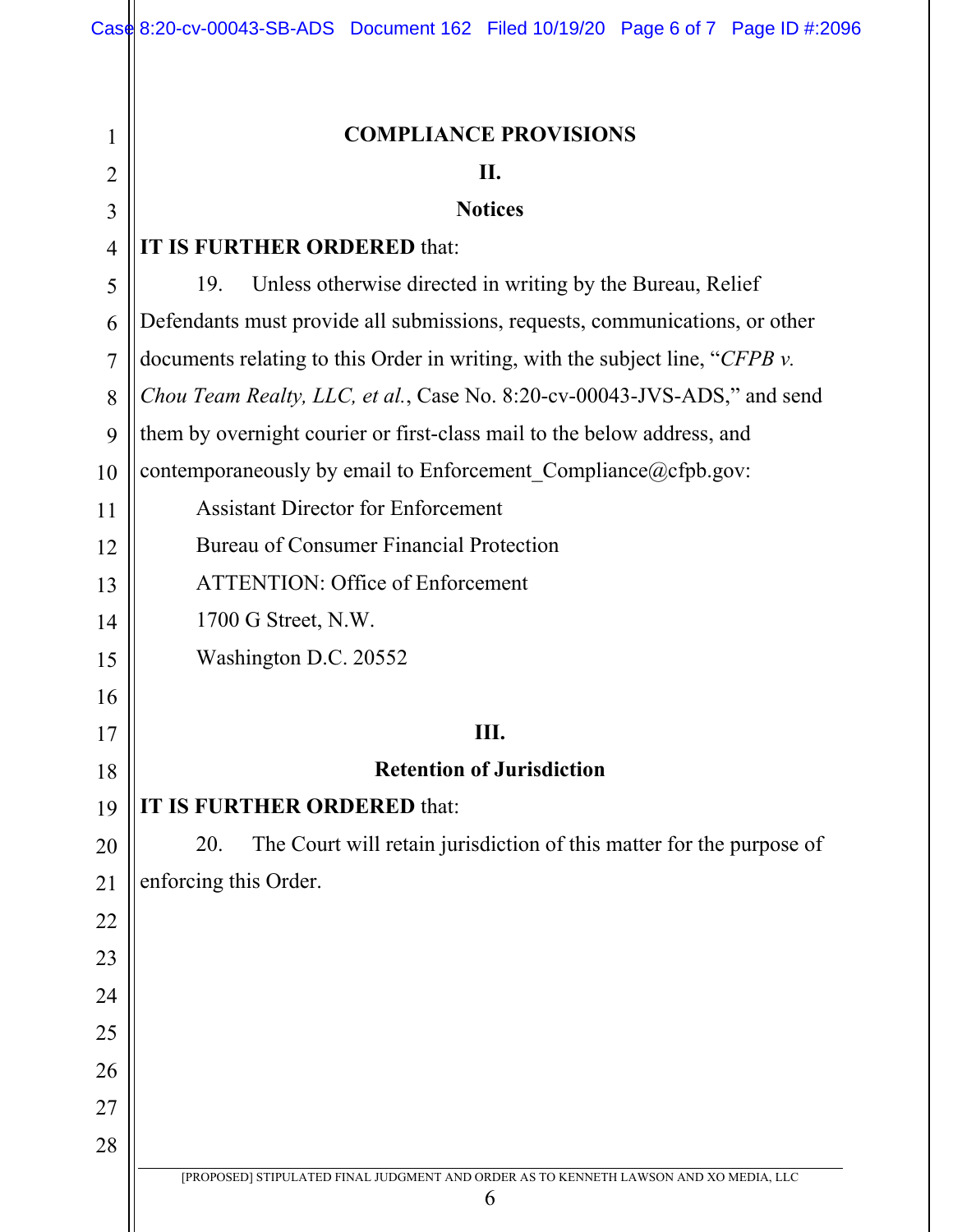## COMPLIANCE PROVISIONS

### II.

### Notices

**IT IS FURTHER ORDERED** that:

19. Unless otherwise directed in writing by the Bureau, Relief Defendants must provide all submissions, requests, communications, or other documents relating to this Order in writing, with the subject line, "*CFPB v. Chou Team Realty, LLC, et al.*, Case No. 8:20-cv-00043-JVS-ADS," and send them by overnight courier or first-class mail to the below address, and contemporaneously by email to Enforcement_Compliance@cfpb.gov:

Assistant Director for Enforcement
Bureau of Consumer Financial Protection
ATTENTION: Office of Enforcement
1700 G Street, N.W.
Washington D.C. 20552

### III.

### Retention of Jurisdiction

**IT IS FURTHER ORDERED** that:

20. The Court will retain jurisdiction of this matter for the purpose of enforcing this Order.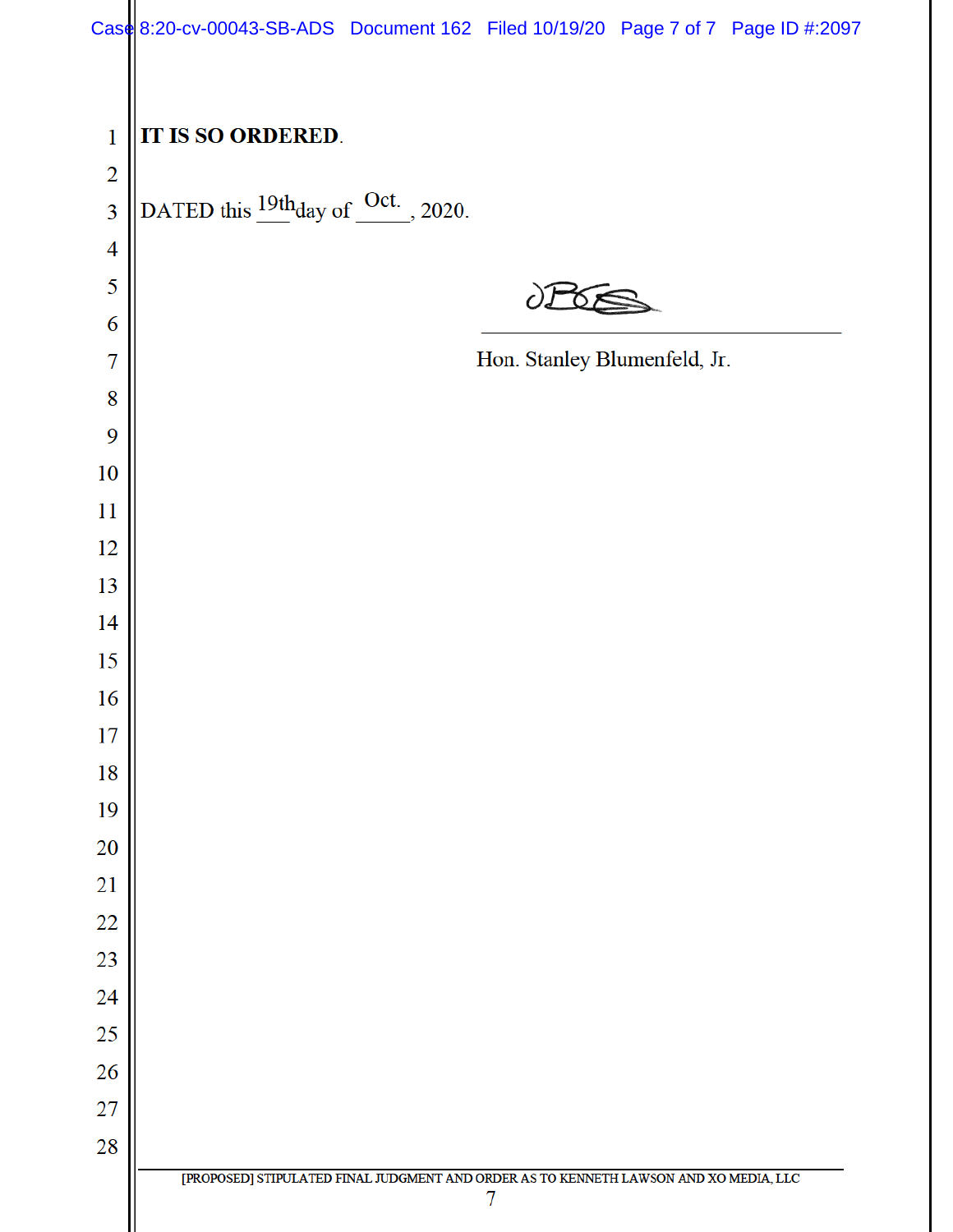**IT IS SO ORDERED**.

DATED this 19th day of Oct., 2020.

Hon. Stanley Blumenfeld, Jr.